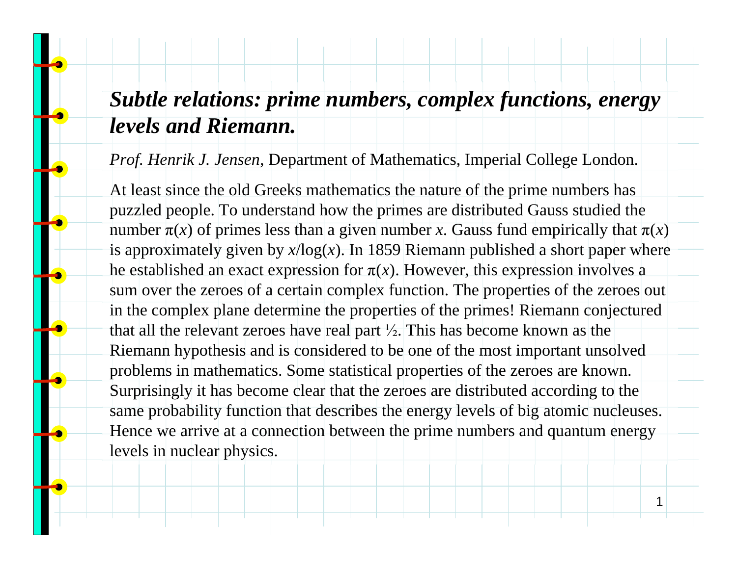# *Subtle relations: prime numbers, complex functions, energy levels and Riemann.*

*Prof. Henrik J. Jensen*, Department of Mathematics, Imperial College London.

At least since the old Greeks mathematics the nature of the prime numbers has puzzled people. To understand how the primes are distributed Gauss studied the number $\pi(x)$ of primes less than a given number $x$. Gauss fund empirically that $\pi(x)$ is approximately given by $x/\log(x)$. In 1859 Riemann published a short paper where he established an exact expression for $\pi(x)$. However, this expression involves a sum over the zeroes of a certain complex function. The properties of the zeroes out in the complex plane determine the properties of the primes! Riemann conjectured that all the relevant zeroes have real part ½. This has become known as the Riemann hypothesis and is considered to be one of the most important unsolved problems in mathematics. Some statistical properties of the zeroes are known. Surprisingly it has become clear that the zeroes are distributed according to the same probability function that describes the energy levels of big atomic nucleuses. Hence we arrive at a connection between the prime numbers and quantum energy levels in nuclear physics.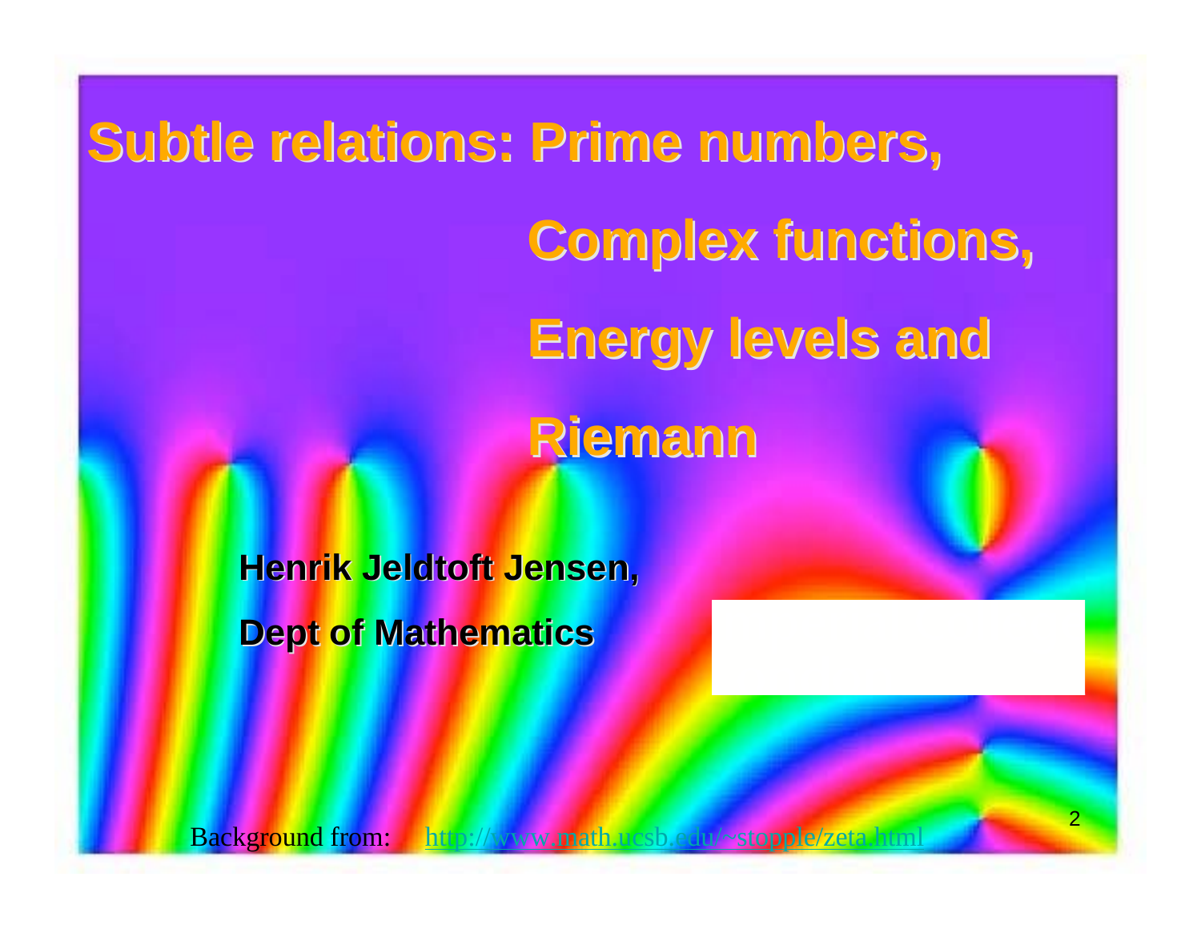# Subtle relations: Prime numbers, Complex functions, Energy levels and Riemann

**Henrik Jeldtoft Jensen,**

**Dept of Mathematics**

Background from: http://www.math.ucsb.edu/~stopple/zeta.html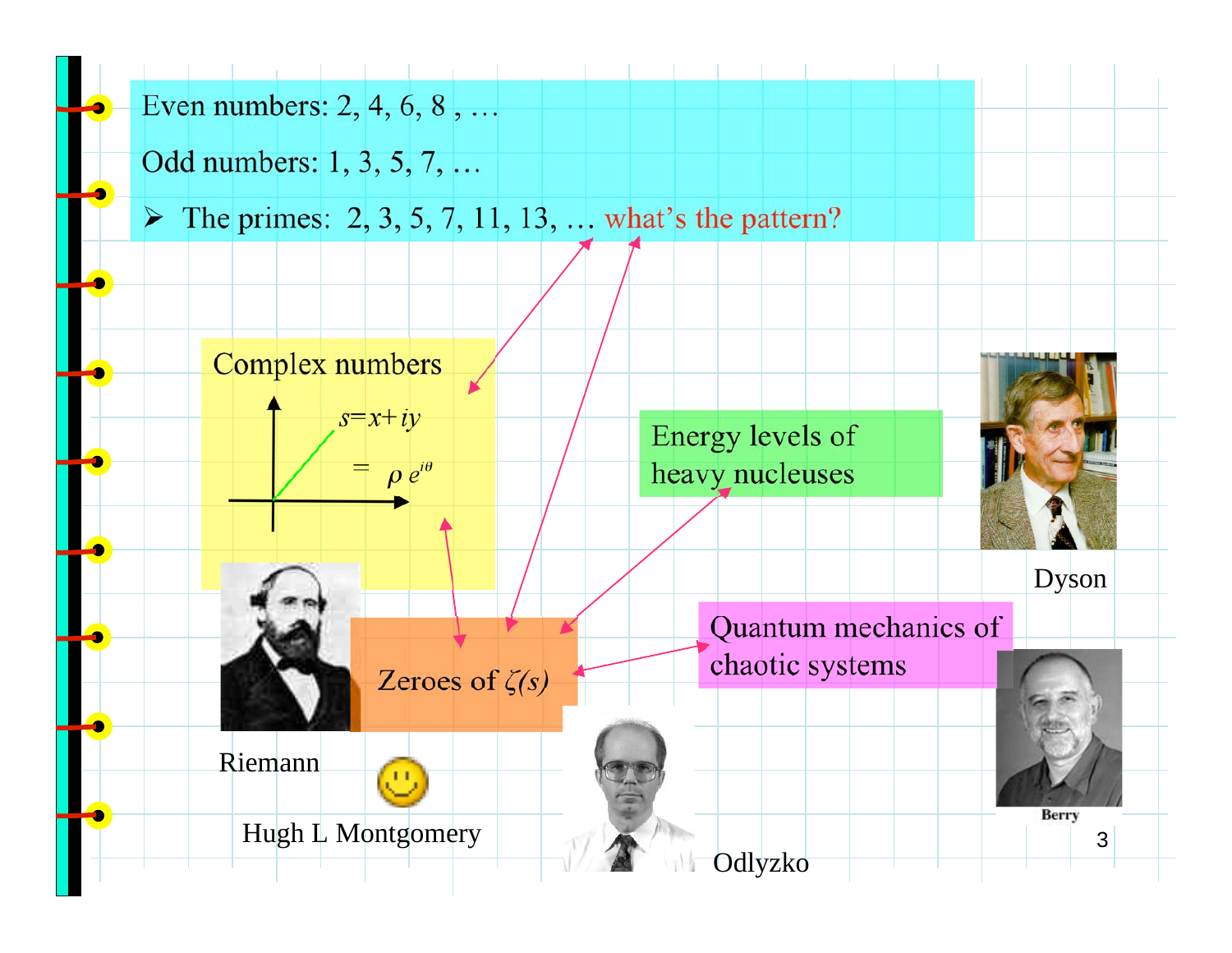Even numbers: 2, 4, 6, 8 , …

Odd numbers: 1, 3, 5, 7, …

- The primes: 2, 3, 5, 7, 11, 13, … what's the pattern?

Complex numbers

$s = x + iy$

$= \rho\, e^{i\theta}$

Energy levels of heavy nucleuses

Dyson

Zeroes of $\zeta(s)$

Quantum mechanics of chaotic systems

Riemann

Hugh L Montgomery

Berry

Odlyzko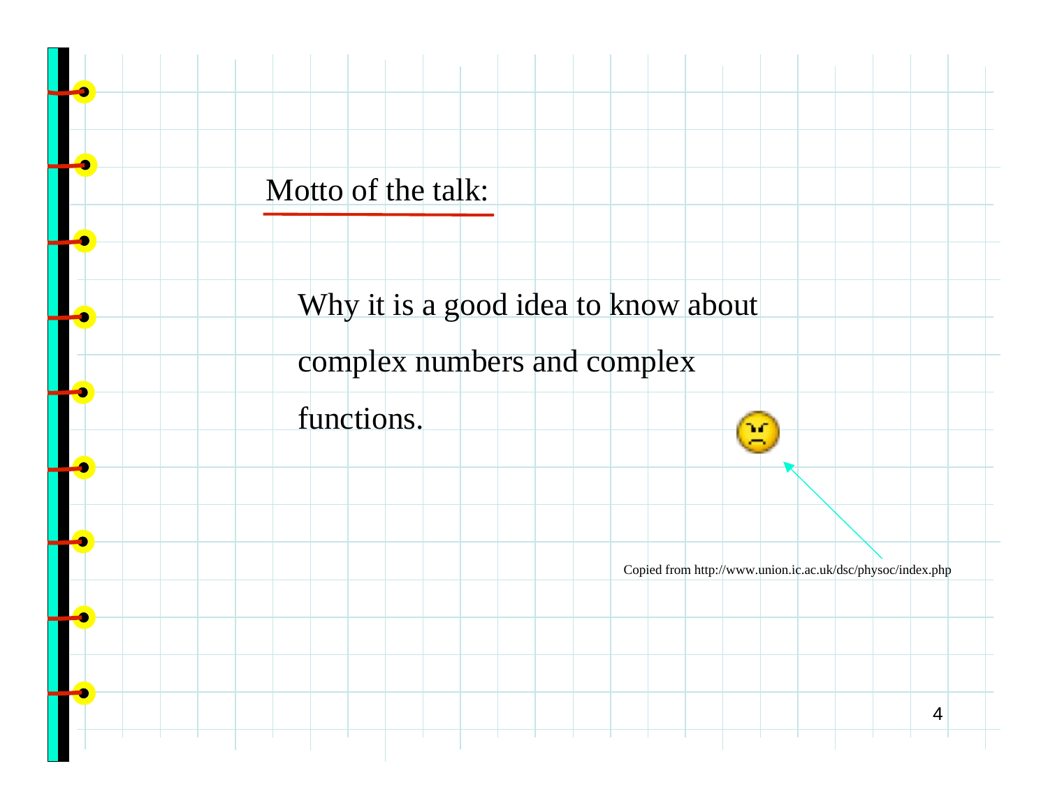Motto of the talk:

Why it is a good idea to know about complex numbers and complex functions.

Copied from http://www.union.ic.ac.uk/dsc/physsoc/index.php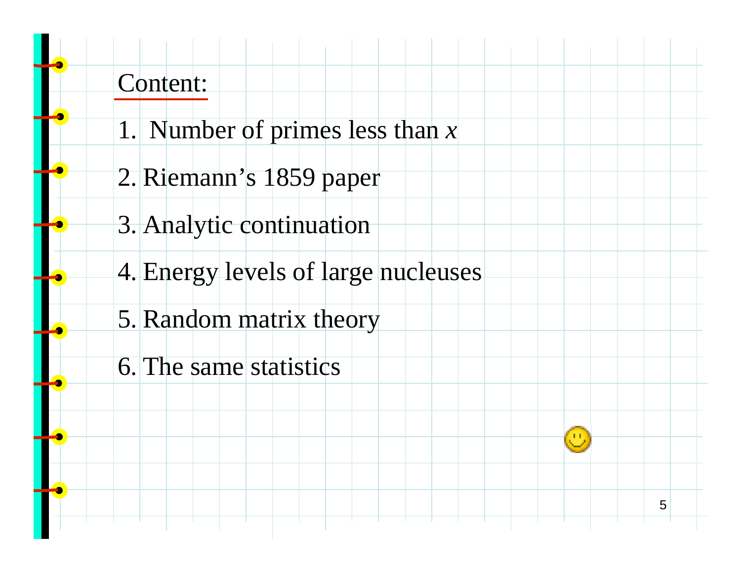## Content:

1. Number of primes less than $x$
2. Riemann's 1859 paper
3. Analytic continuation
4. Energy levels of large nucleuses
5. Random matrix theory
6. The same statistics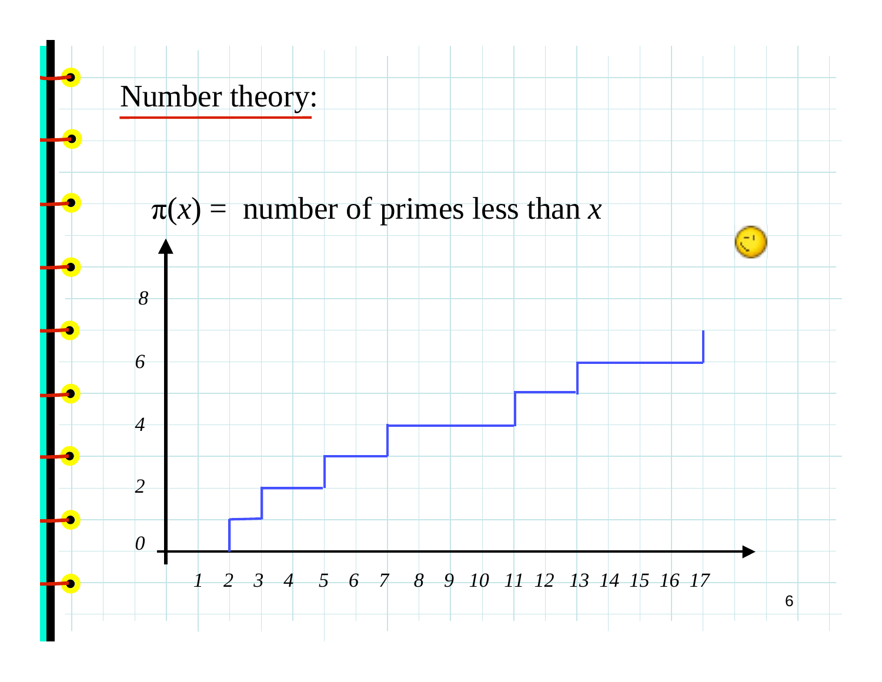# Number theory:

$\pi(x)$ = number of primes less than $x$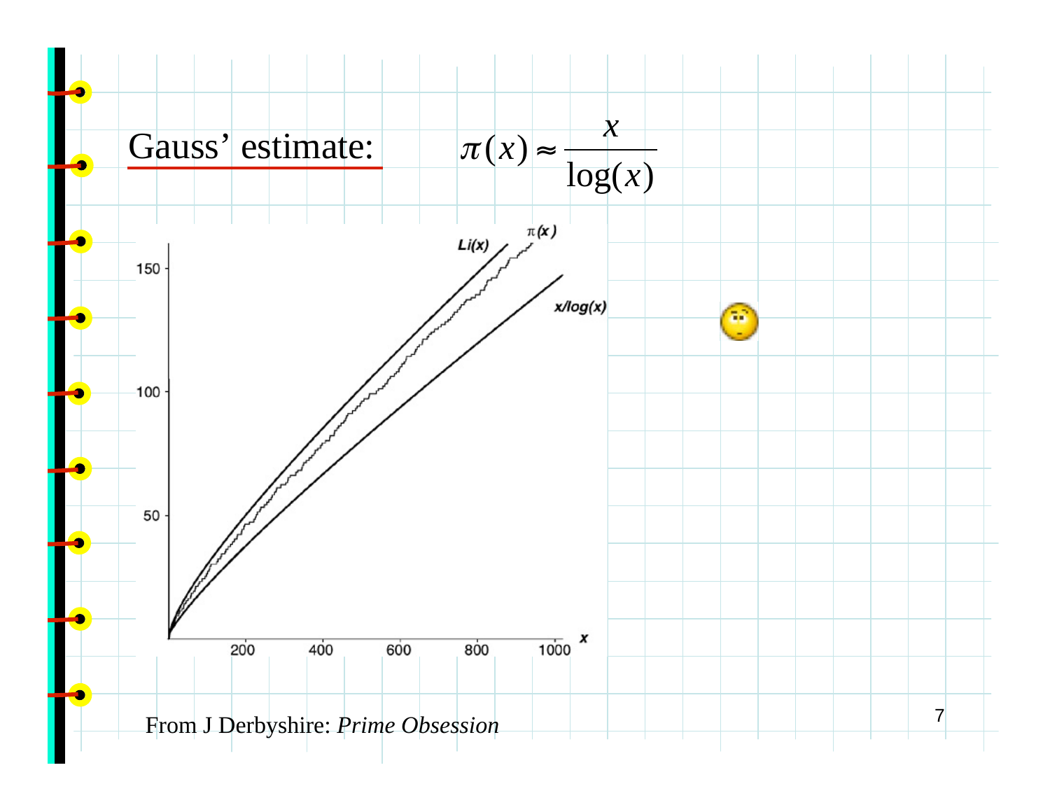## Gauss' estimate:

$$\pi(x) \approx \frac{x}{\log(x)}$$

From J Derbyshire: *Prime Obsession*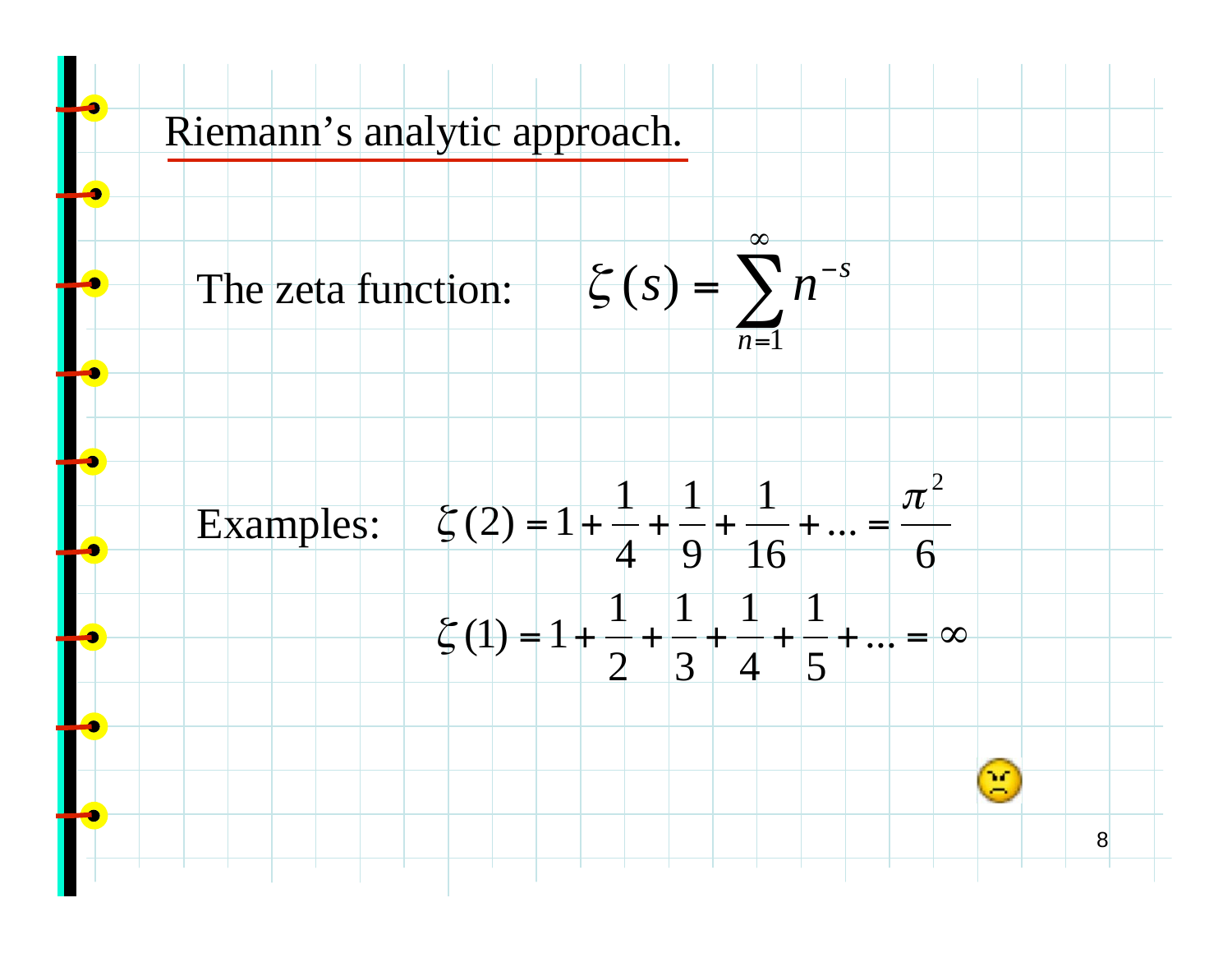## Riemann's analytic approach.

The zeta function: $$\zeta(s) = \sum_{n=1}^{\infty} n^{-s}$$

Examples:

$$\zeta(2) = 1 + \frac{1}{4} + \frac{1}{9} + \frac{1}{16} + \ldots = \frac{\pi^2}{6}$$

$$\zeta(1) = 1 + \frac{1}{2} + \frac{1}{3} + \frac{1}{4} + \frac{1}{5} + \ldots = \infty$$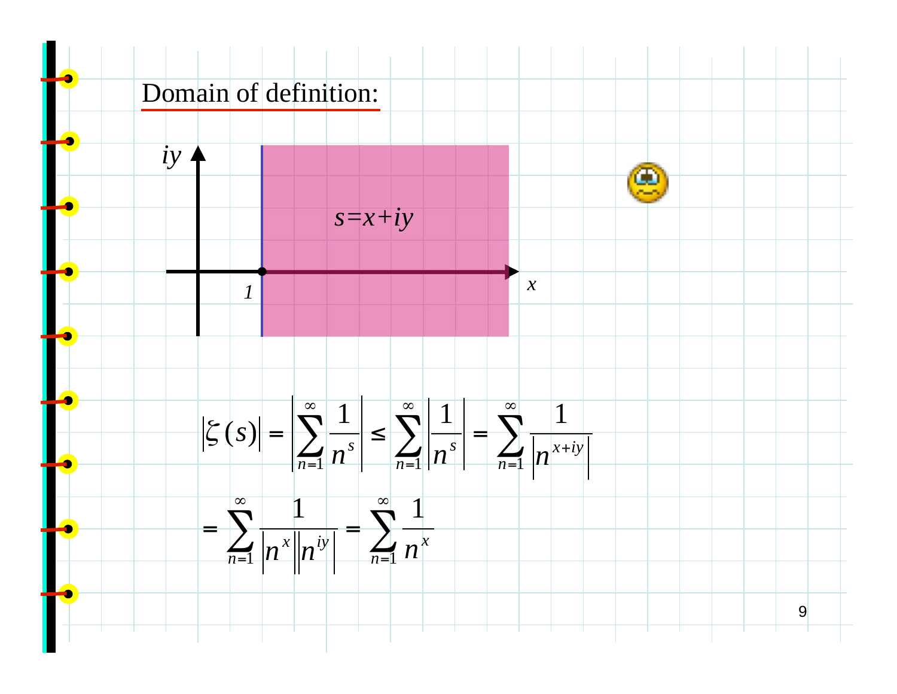# Domain of definition:

$s = x + iy$

$$\left|\zeta(s)\right| = \left|\sum_{n=1}^{\infty} \frac{1}{n^s}\right| \le \sum_{n=1}^{\infty} \left|\frac{1}{n^s}\right| = \sum_{n=1}^{\infty} \frac{1}{\left|n^{x+iy}\right|}$$

$$= \sum_{n=1}^{\infty} \frac{1}{\left|n^x\right|\left|n^{iy}\right|} = \sum_{n=1}^{\infty} \frac{1}{n^x}$$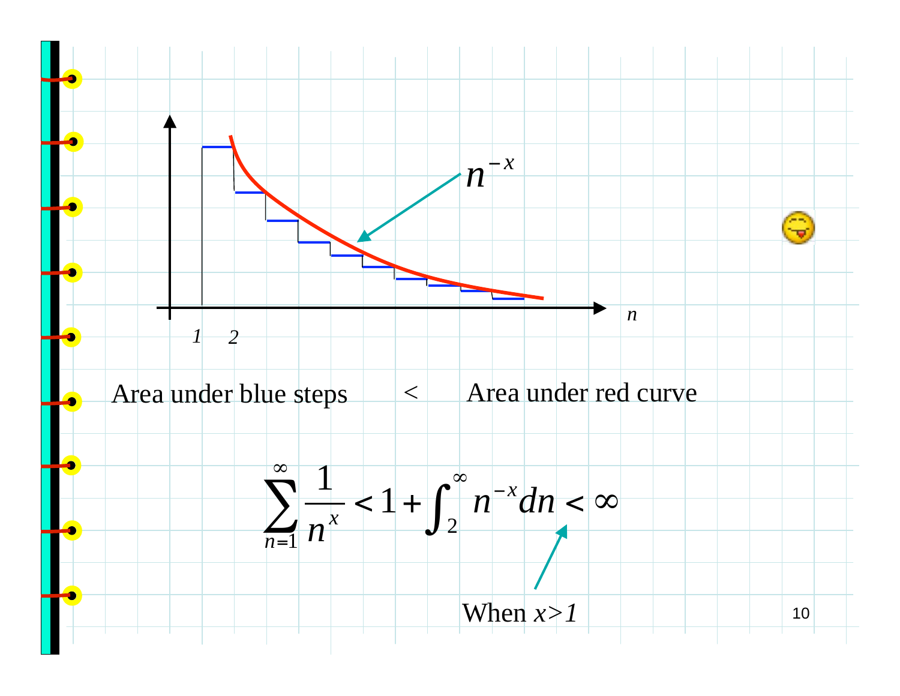$n^{-x}$

$n$

1 2

Area under blue steps < Area under red curve

$$\sum_{n=1}^{\infty} \frac{1}{n^x} < 1 + \int_2^{\infty} n^{-x} dn < \infty$$

When $x>1$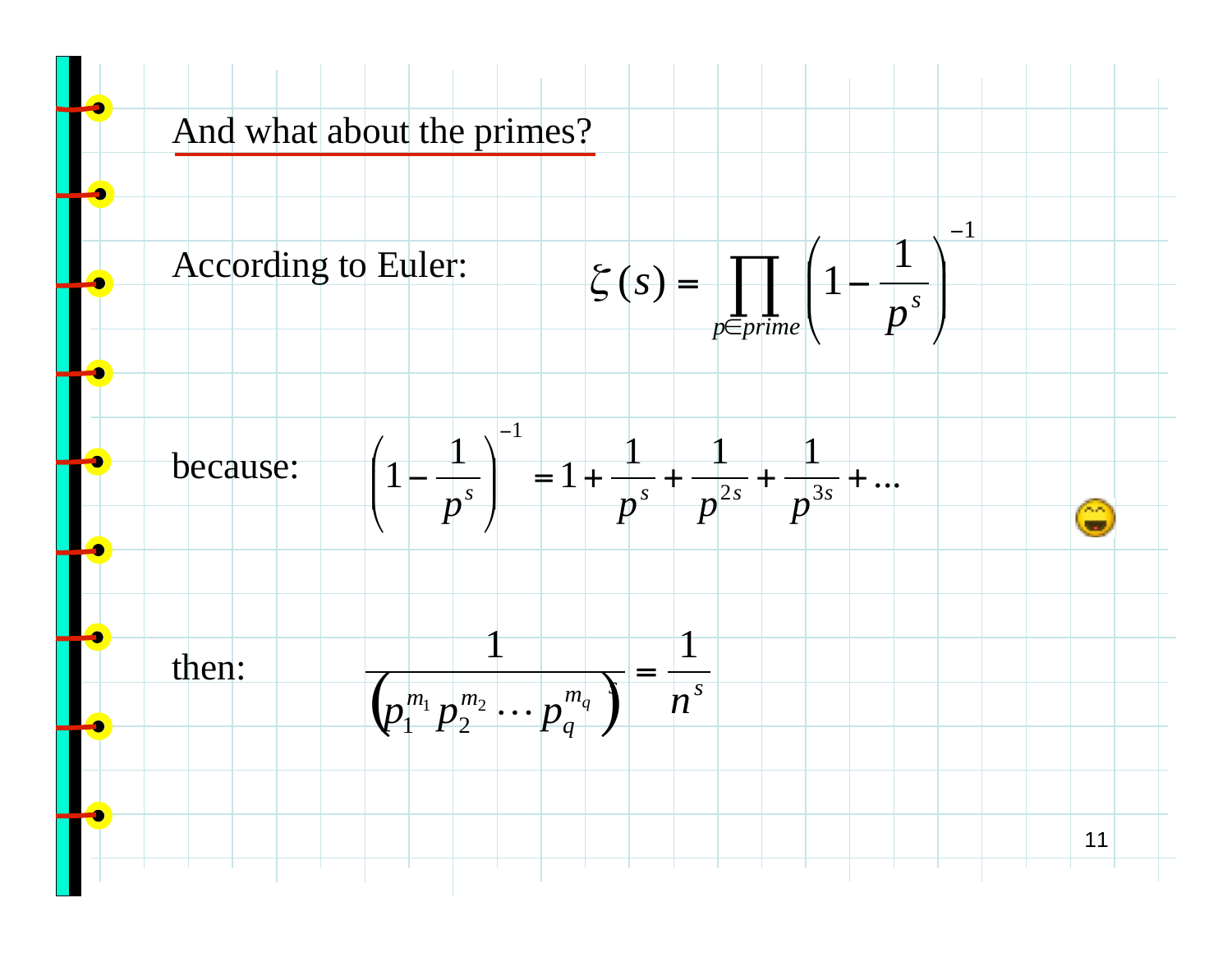## And what about the primes?

According to Euler:

$$\zeta(s) = \prod_{p \in prime} \left(1 - \frac{1}{p^s}\right)^{-1}$$

because:

$$\left(1 - \frac{1}{p^s}\right)^{-1} = 1 + \frac{1}{p^s} + \frac{1}{p^{2s}} + \frac{1}{p^{3s}} + \ldots$$

then:

$$\frac{1}{\left(p_1^{m_1} p_2^{m_2} \cdots p_q^{m_q}\right)^s} = \frac{1}{n^s}$$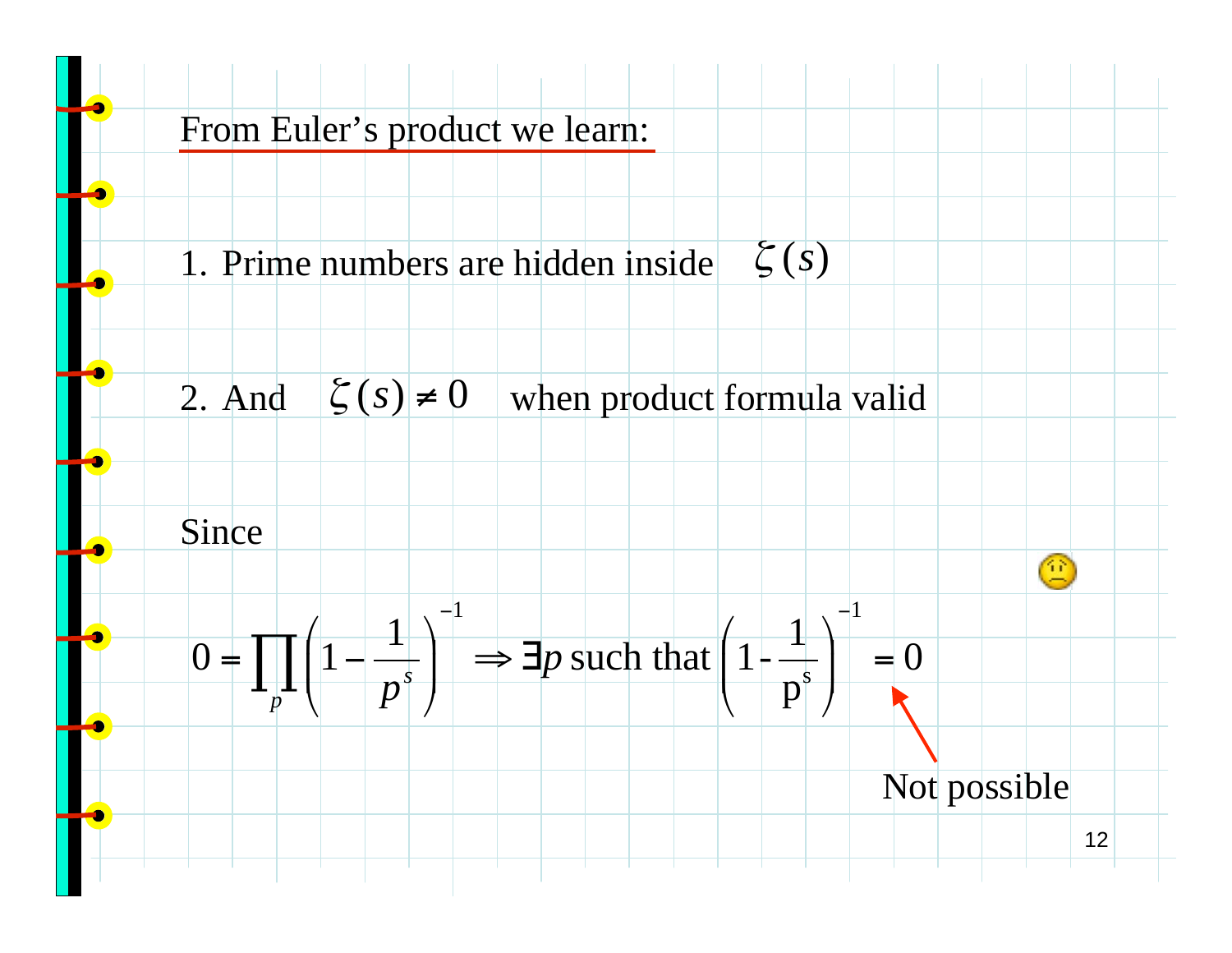## From Euler's product we learn:

1. Prime numbers are hidden inside $\zeta(s)$

2. And $\zeta(s) \neq 0$ when product formula valid

Since

$$0 = \prod_p \left(1 - \frac{1}{p^s}\right)^{-1} \Rightarrow \exists p \text{ such that } \left(1 - \frac{1}{p^s}\right)^{-1} = 0$$

Not possible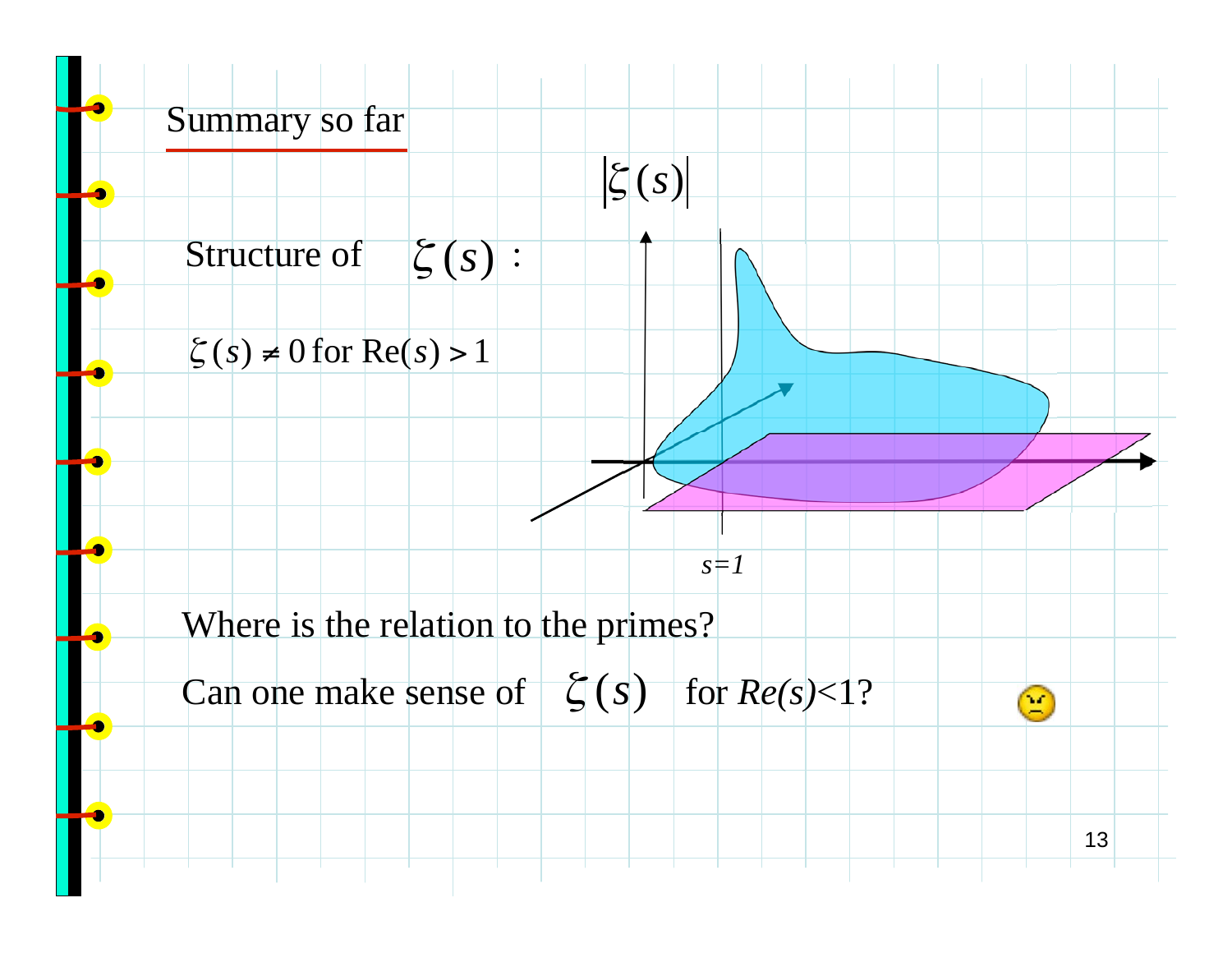## Summary so far

Structure of $\zeta(s)$ :

$\zeta(s) \neq 0$ for $\text{Re}(s) > 1$

$|\zeta(s)|$

*s=1*

Where is the relation to the primes?

Can one make sense of $\zeta(s)$ for *Re(s)*<1?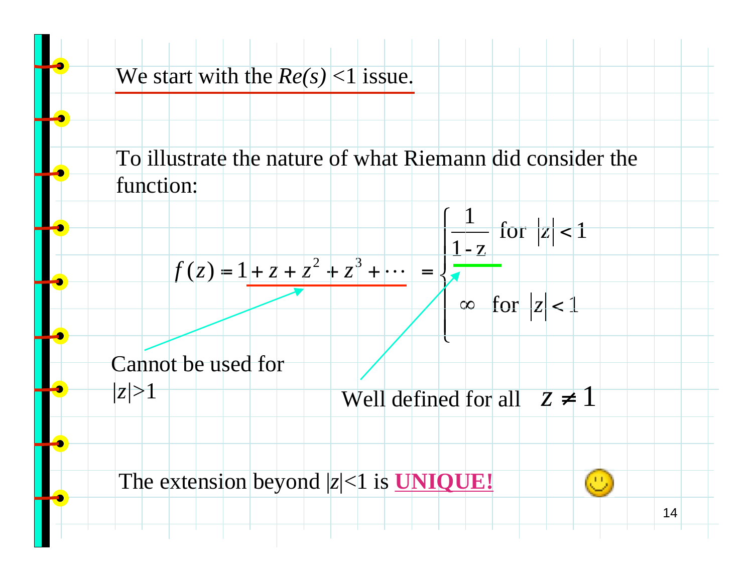We start with the *Re(s)* <1 issue.

To illustrate the nature of what Riemann did consider the function:

$$f(z) = 1 + z + z^2 + z^3 + \cdots \;\; = \begin{cases} \dfrac{1}{1-z} & \text{for } |z| < 1 \\ \infty & \text{for } |z| < 1 \end{cases}$$

Cannot be used for |z|>1

Well defined for all $z \neq 1$

The extension beyond |z|<1 is **UNIQUE!**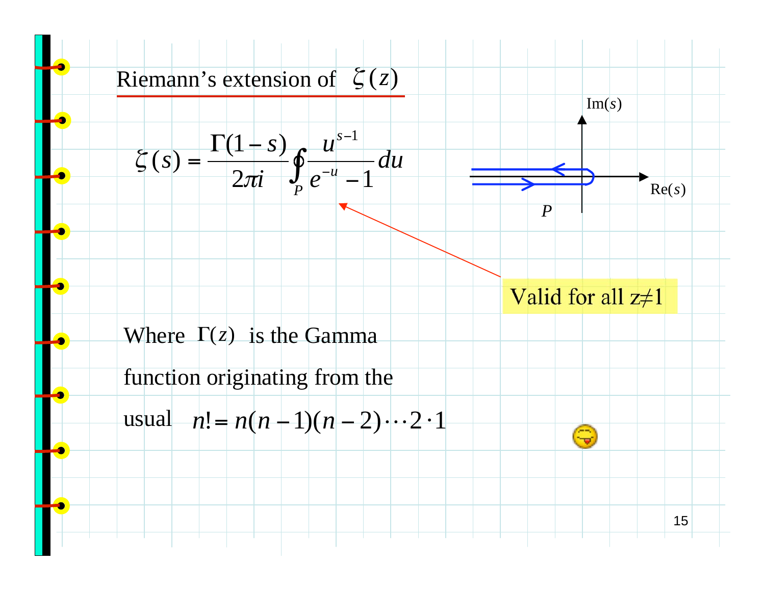## Riemann's extension of $\zeta(z)$

$$\zeta(s) = \frac{\Gamma(1-s)}{2\pi i} \oint_P \frac{u^{s-1}}{e^{-u}-1} du$$

Im($s$)

Re($s$)

$P$

Valid for all $z \neq 1$

Where $\Gamma(z)$ is the Gamma function originating from the usual $n! = n(n-1)(n-2)\cdots 2\cdot 1$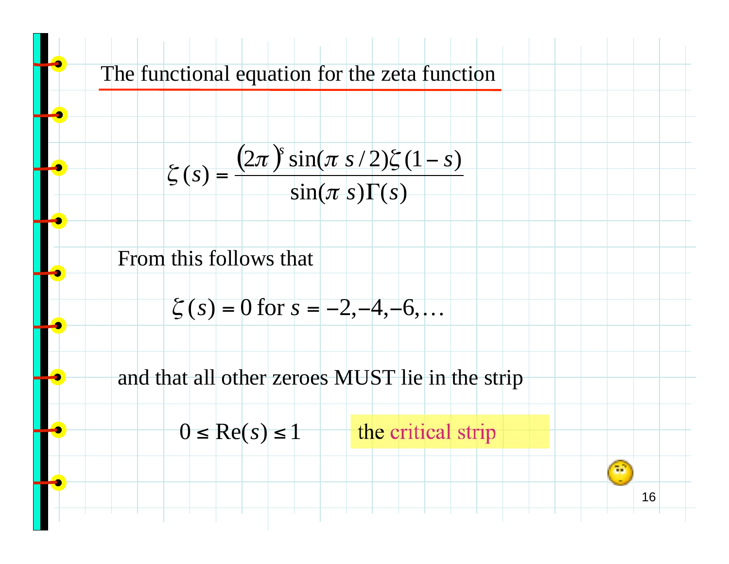# The functional equation for the zeta function

$$\zeta(s) = \frac{(2\pi)^s \sin(\pi s/2)\zeta(1-s)}{\sin(\pi s)\Gamma(s)}$$

From this follows that

$$\zeta(s) = 0 \text{ for } s = -2, -4, -6, \ldots$$

and that all other zeroes MUST lie in the strip

$$0 \le \mathrm{Re}(s) \le 1$$

the critical strip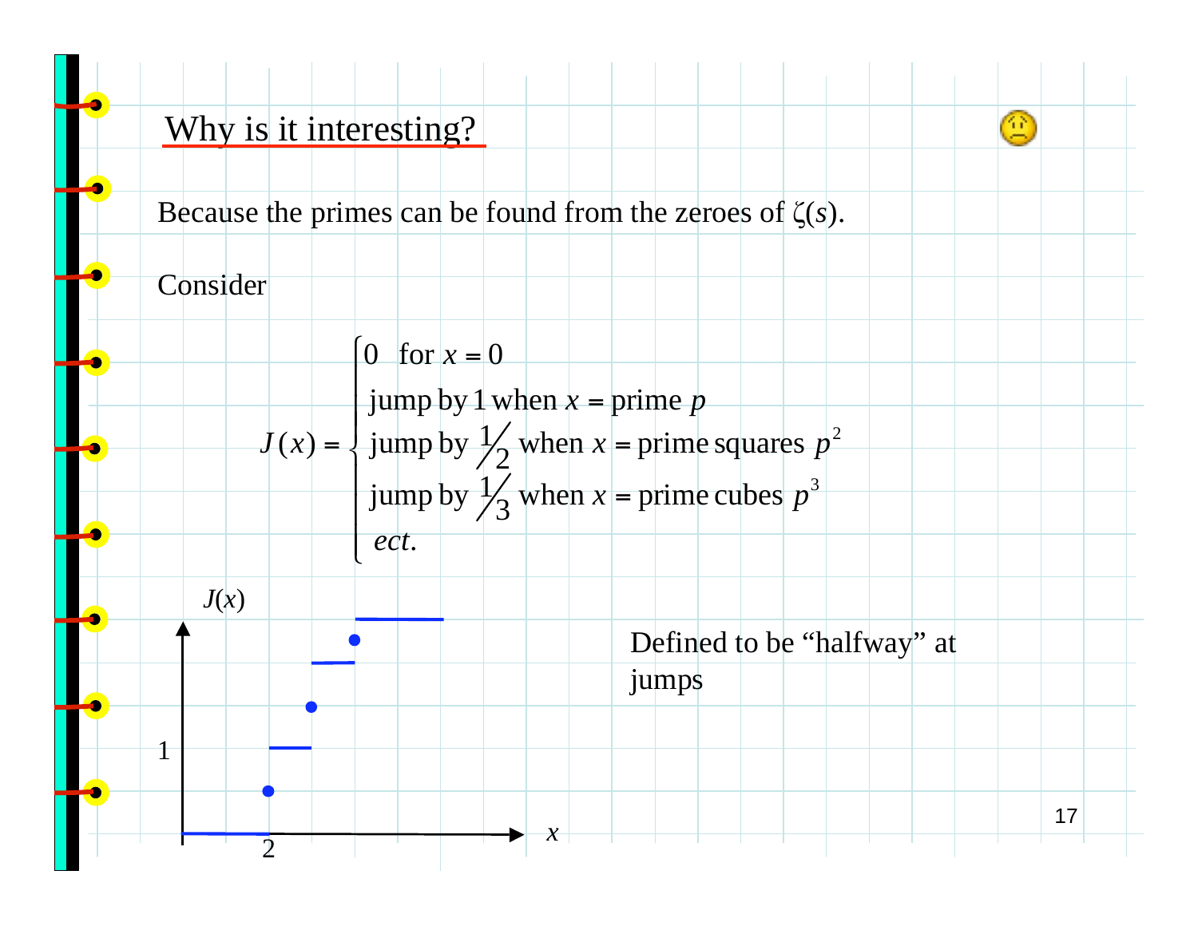## Why is it interesting?

Because the primes can be found from the zeroes of $\zeta(s)$.

Consider

$$J(x) = \begin{cases} 0 \quad \text{for } x = 0 \\ \text{jump by } 1 \text{ when } x = \text{prime } p \\ \text{jump by } 1/2 \text{ when } x = \text{prime squares } p^2 \\ \text{jump by } 1/3 \text{ when } x = \text{prime cubes } p^3 \\ ect. \end{cases}$$

Defined to be "halfway" at jumps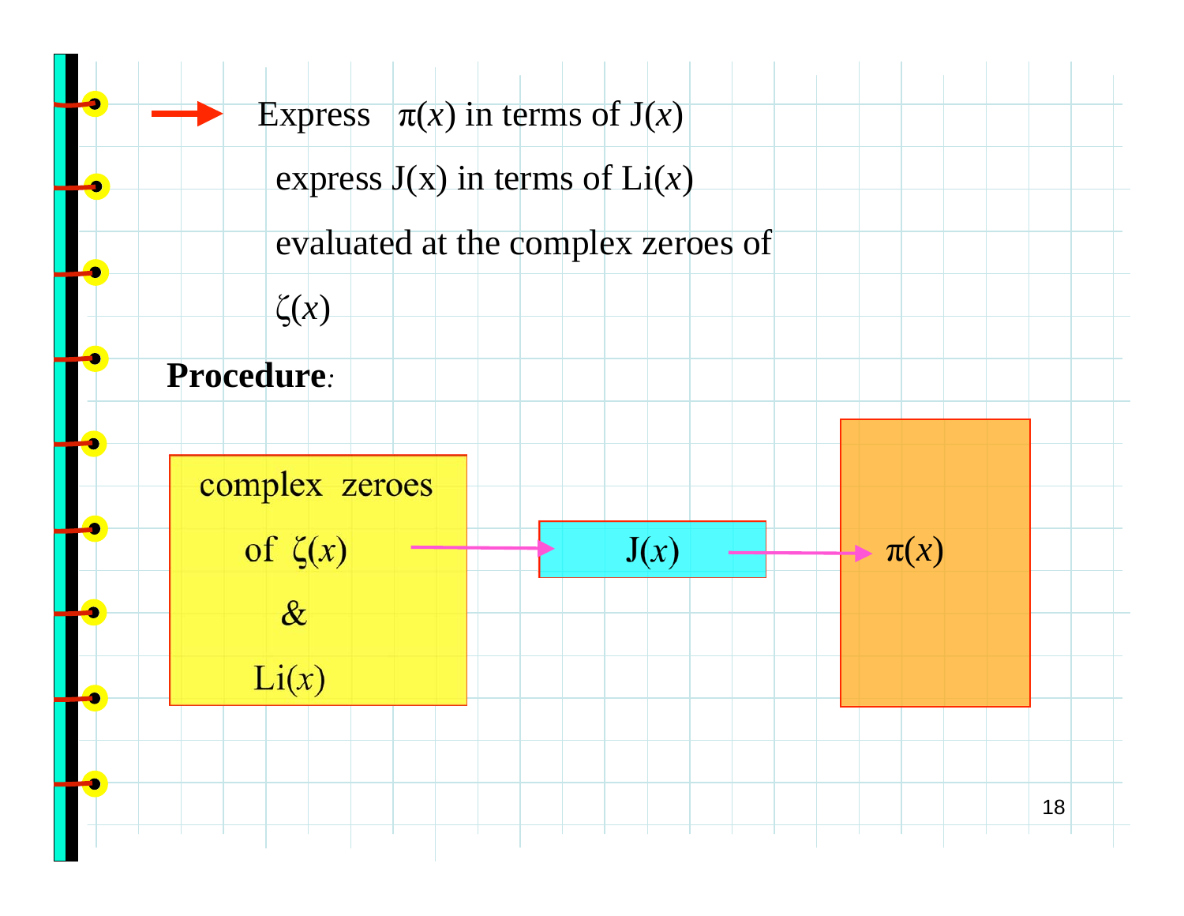Express $\pi(x)$ in terms of $J(x)$

express $J(x)$ in terms of $Li(x)$

evaluated at the complex zeroes of

$\zeta(x)$

**Procedure**:

complex zeroes of $\zeta(x)$ & $Li(x)$ → $J(x)$ → $\pi(x)$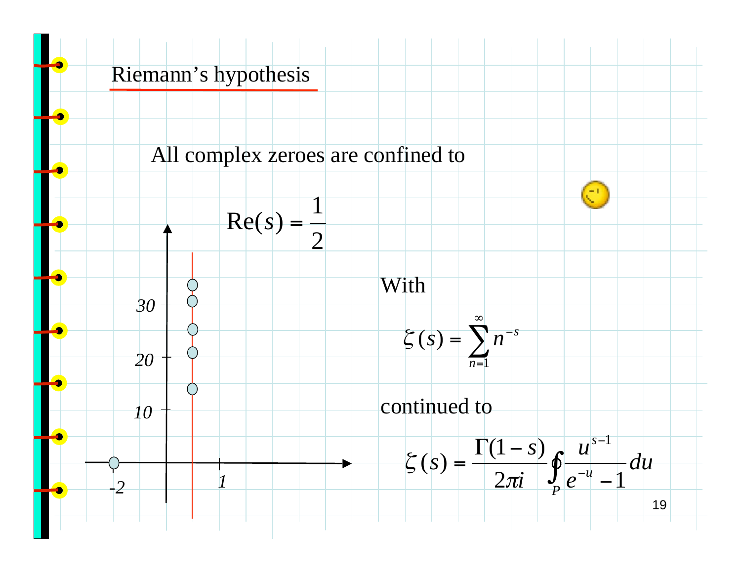## Riemann's hypothesis

All complex zeroes are confined to

$$\mathrm{Re}(s) = \frac{1}{2}$$

With

$$\zeta(s) = \sum_{n=1}^{\infty} n^{-s}$$

continued to

$$\zeta(s) = \frac{\Gamma(1-s)}{2\pi i} \oint_P \frac{u^{s-1}}{e^{-u} - 1} du$$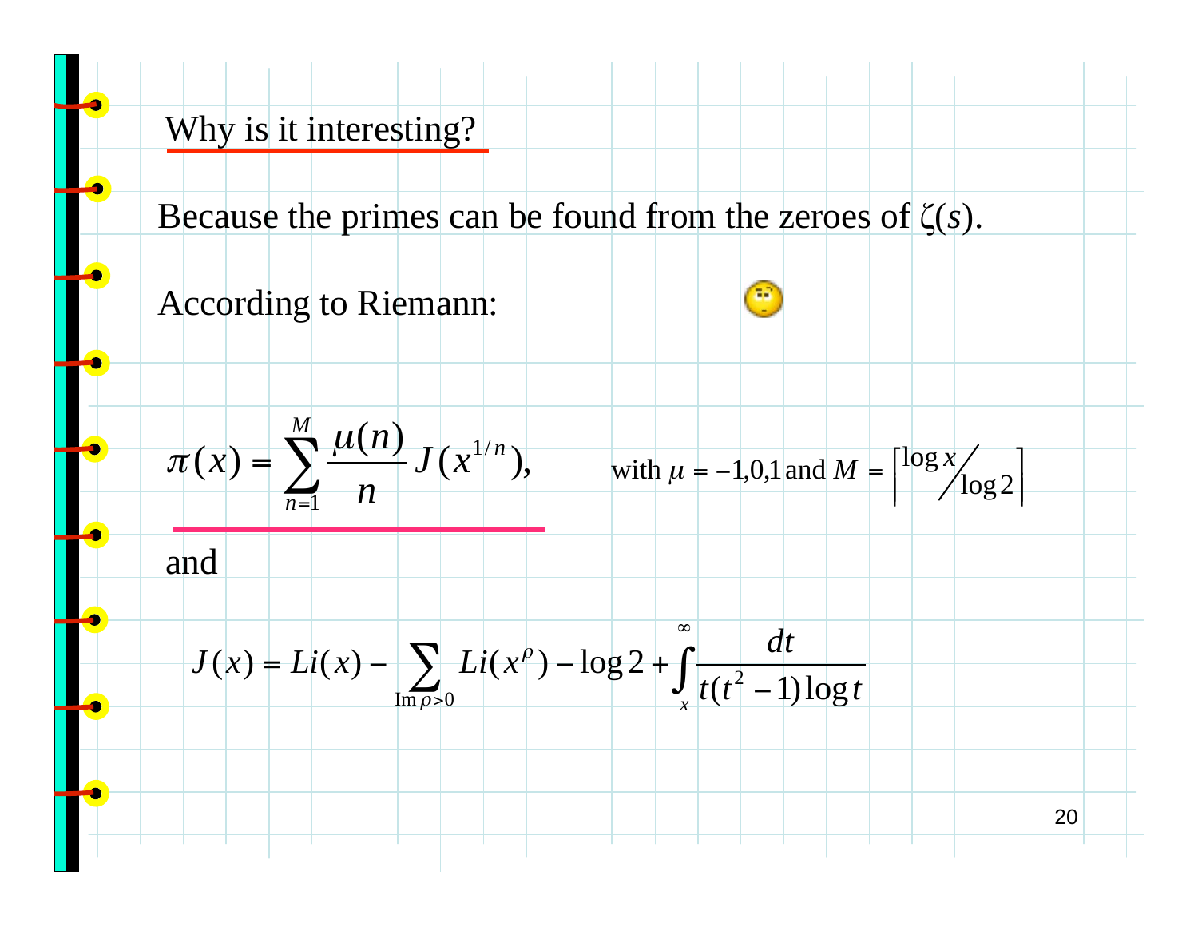## Why is it interesting?

Because the primes can be found from the zeroes of $\zeta(s)$.

According to Riemann:

$$\pi(x) = \sum_{n=1}^{M} \frac{\mu(n)}{n} J(x^{1/n}), \qquad \text{with } \mu = -1,0,1 \text{ and } M = \left\lceil \log x \middle/ \log 2 \right\rceil$$

and

$$J(x) = Li(x) - \sum_{\operatorname{Im}\rho > 0} Li(x^{\rho}) - \log 2 + \int_{x}^{\infty} \frac{dt}{t(t^2 - 1)\log t}$$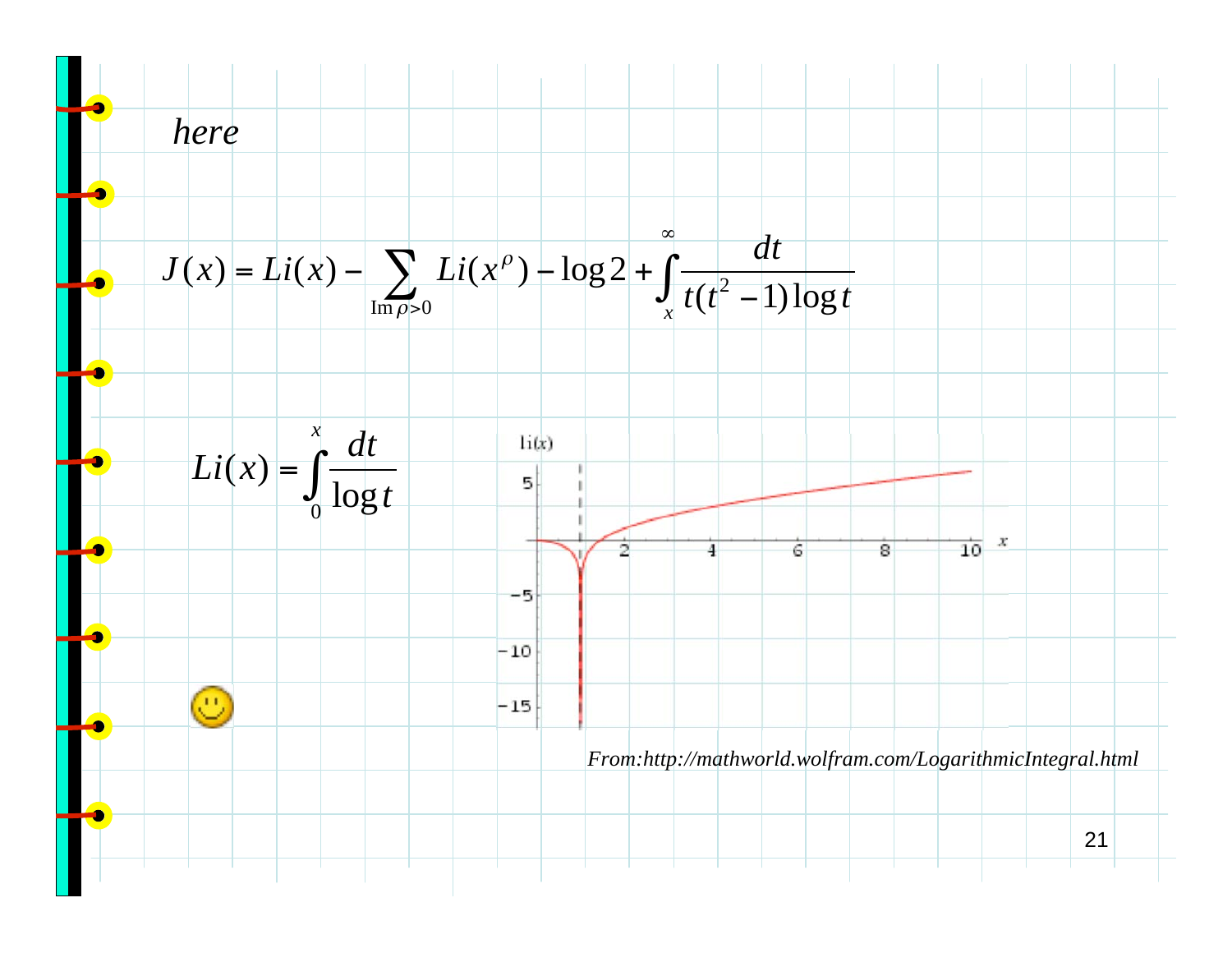*here*

$$J(x) = Li(x) - \sum_{\operatorname{Im}\rho>0} Li(x^{\rho}) - \log 2 + \int_{x}^{\infty} \frac{dt}{t(t^2-1)\log t}$$

$$Li(x) = \int_{0}^{x} \frac{dt}{\log t}$$

*From:http://mathworld.wolfram.com/LogarithmicIntegral.html*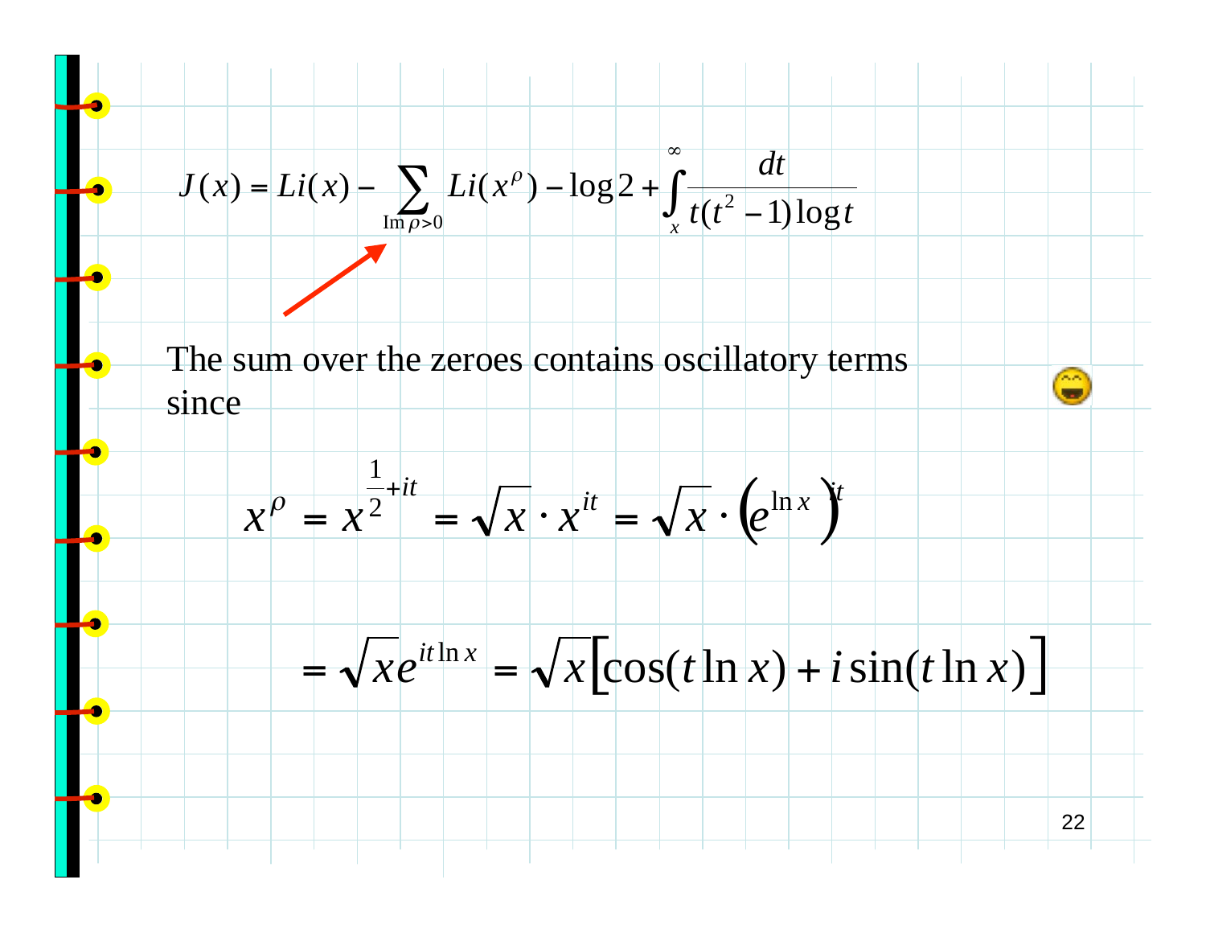$$J(x) = Li(x) - \sum_{\operatorname{Im}\rho > 0} Li(x^{\rho}) - \log 2 + \int_{x}^{\infty} \frac{dt}{t(t^2-1)\log t}$$

The sum over the zeroes contains oscillatory terms since

$$x^{\rho} = x^{\frac{1}{2}+it} = \sqrt{x} \cdot x^{it} = \sqrt{x} \cdot \left(e^{\ln x}\right)^{it}$$

$$= \sqrt{x} e^{it \ln x} = \sqrt{x}\left[\cos(t \ln x) + i \sin(t \ln x)\right]$$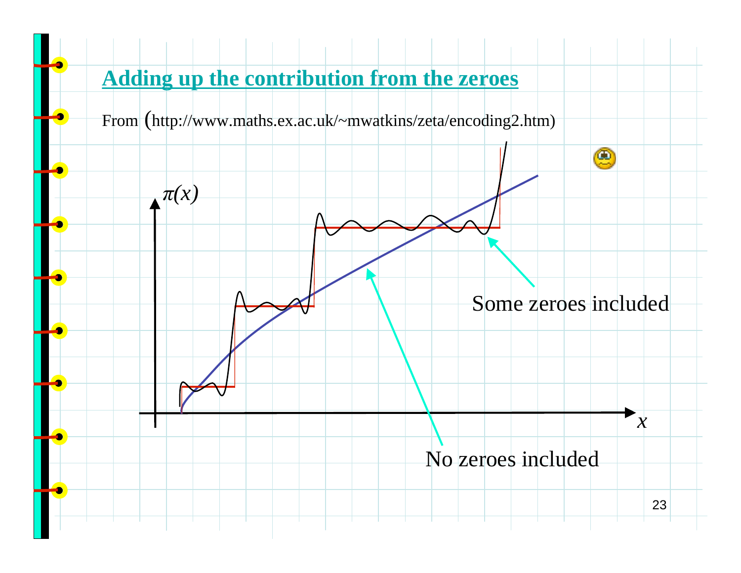## Adding up the contribution from the zeroes

From (http://www.maths.ex.ac.uk/~mwatkins/zeta/encoding2.htm)

$\pi(x)$

$x$

Some zeroes included

No zeroes included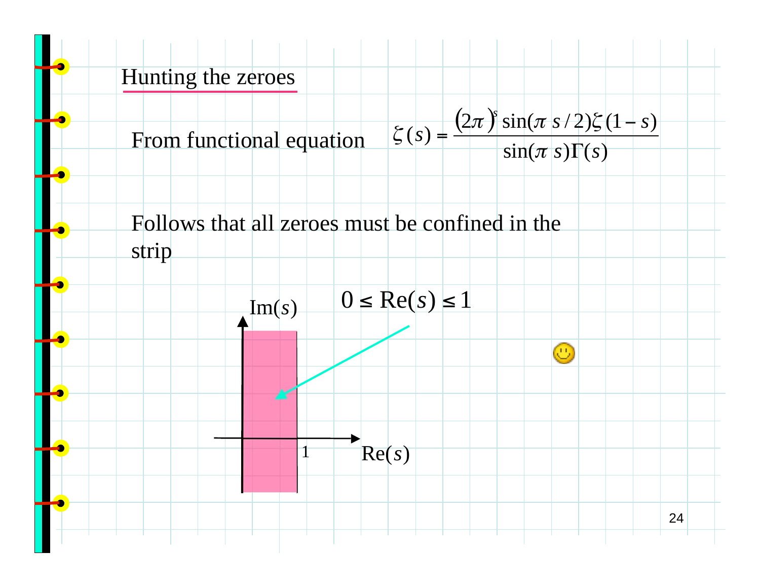## Hunting the zeroes

From functional equation
$$\zeta(s) = \frac{(2\pi)^s \sin(\pi s/2)\zeta(1-s)}{\sin(\pi s)\Gamma(s)}$$

Follows that all zeroes must be confined in the strip

$$0 \le \mathrm{Re}(s) \le 1$$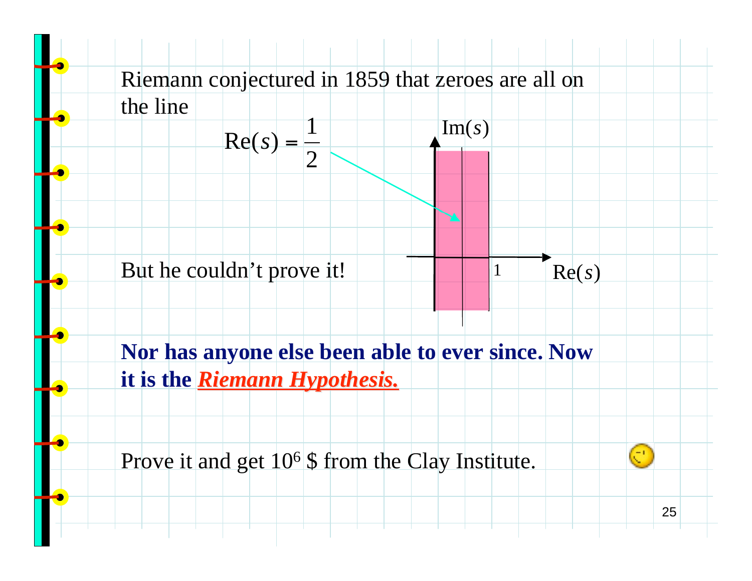Riemann conjectured in 1859 that zeroes are all on the line

$$\text{Re}(s) = \frac{1}{2}$$

But he couldn't prove it!

**Nor has anyone else been able to ever since. Now it is the *Riemann Hypothesis.***

Prove it and get $10^6$ $ from the Clay Institute.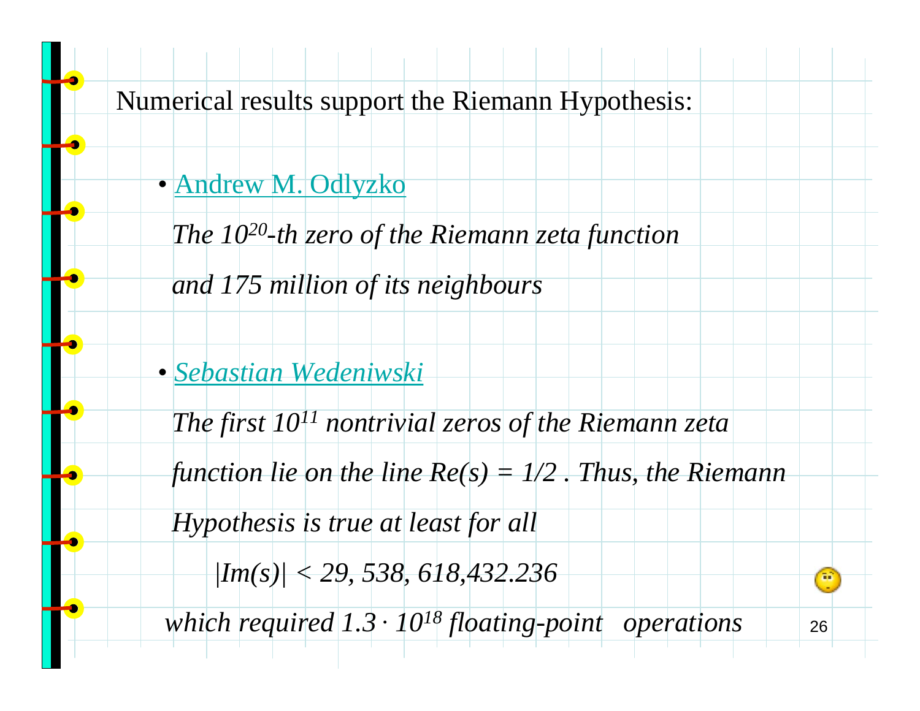Numerical results support the Riemann Hypothesis:

- Andrew M. Odlyzko

  *The $10^{20}$-th zero of the Riemann zeta function and 175 million of its neighbours*

- *Sebastian Wedeniwski*

  *The first $10^{11}$ nontrivial zeros of the Riemann zeta function lie on the line $Re(s) = 1/2$ . Thus, the Riemann Hypothesis is true at least for all*

  $$|Im(s)| < 29,538,618,432.236$$

  *which required $1.3 \cdot 10^{18}$ floating-point operations*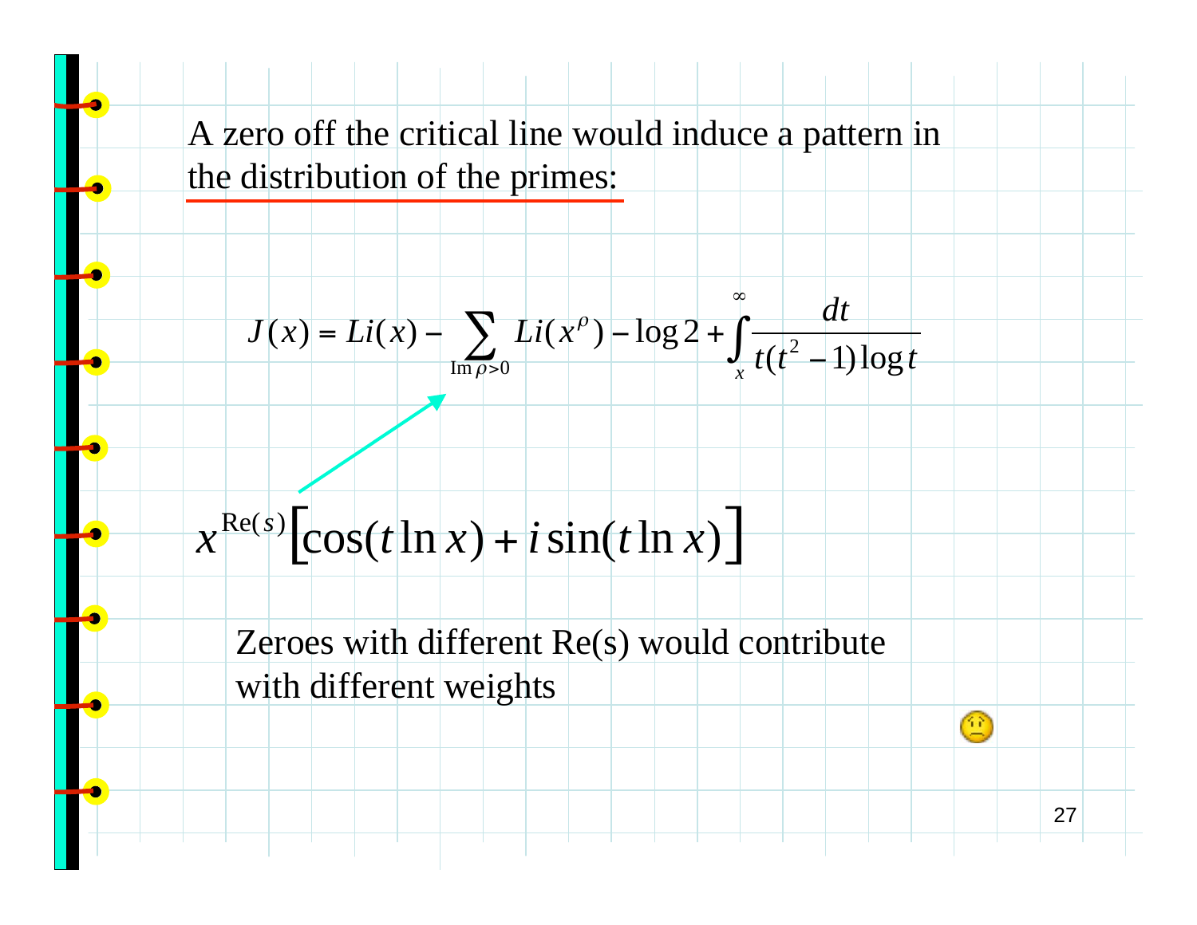A zero off the critical line would induce a pattern in the distribution of the primes:

$$J(x) = Li(x) - \sum_{\operatorname{Im}\rho > 0} Li(x^{\rho}) - \log 2 + \int_x^{\infty} \frac{dt}{t(t^2 - 1)\log t}$$

$$x^{\operatorname{Re}(s)}\left[\cos(t \ln x) + i \sin(t \ln x)\right]$$

Zeroes with different Re(s) would contribute with different weights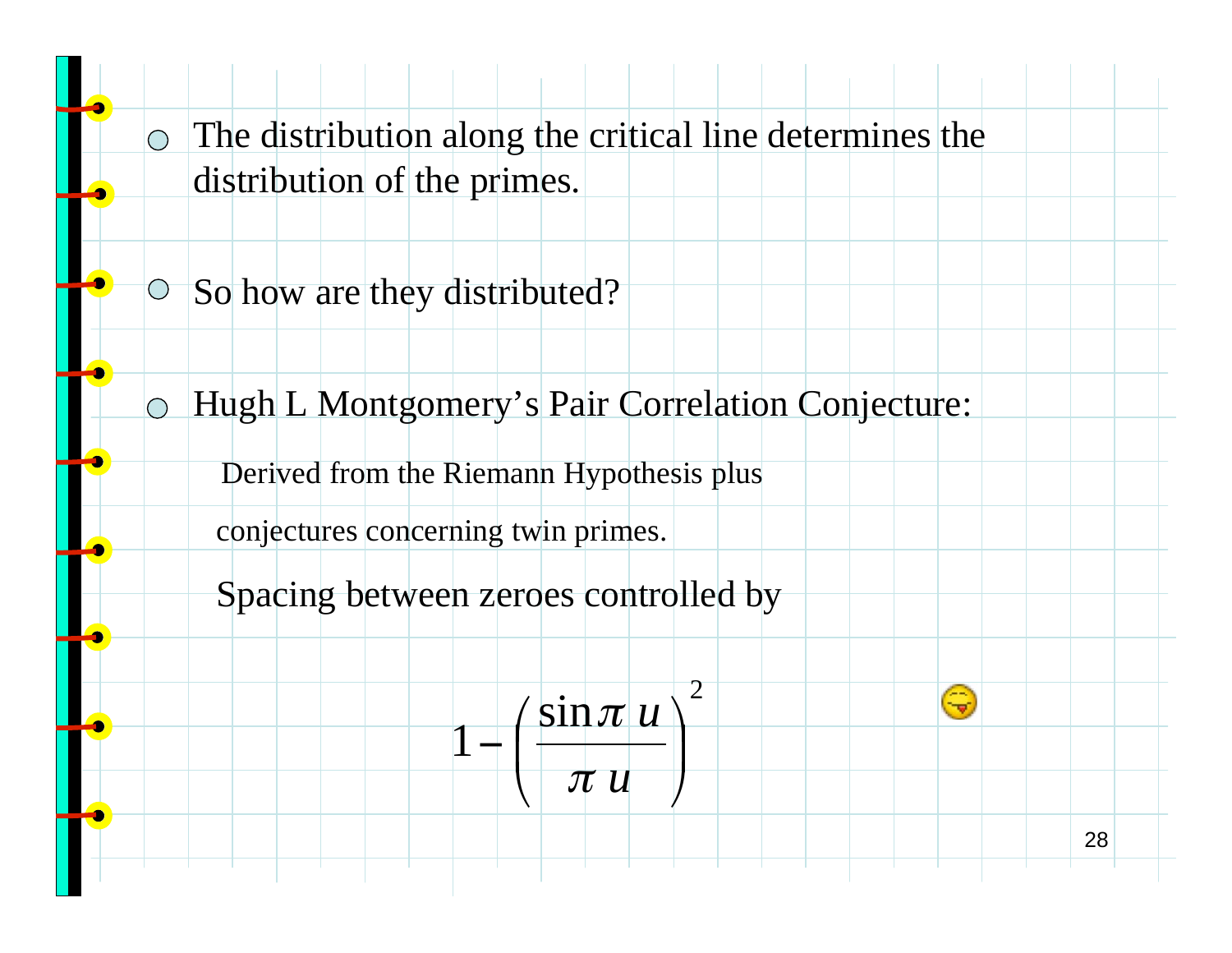- The distribution along the critical line determines the distribution of the primes.

- So how are they distributed?

- Hugh L Montgomery's Pair Correlation Conjecture:

  Derived from the Riemann Hypothesis plus conjectures concerning twin primes.

  Spacing between zeroes controlled by

$$1 - \left( \frac{\sin \pi u}{\pi u} \right)^2$$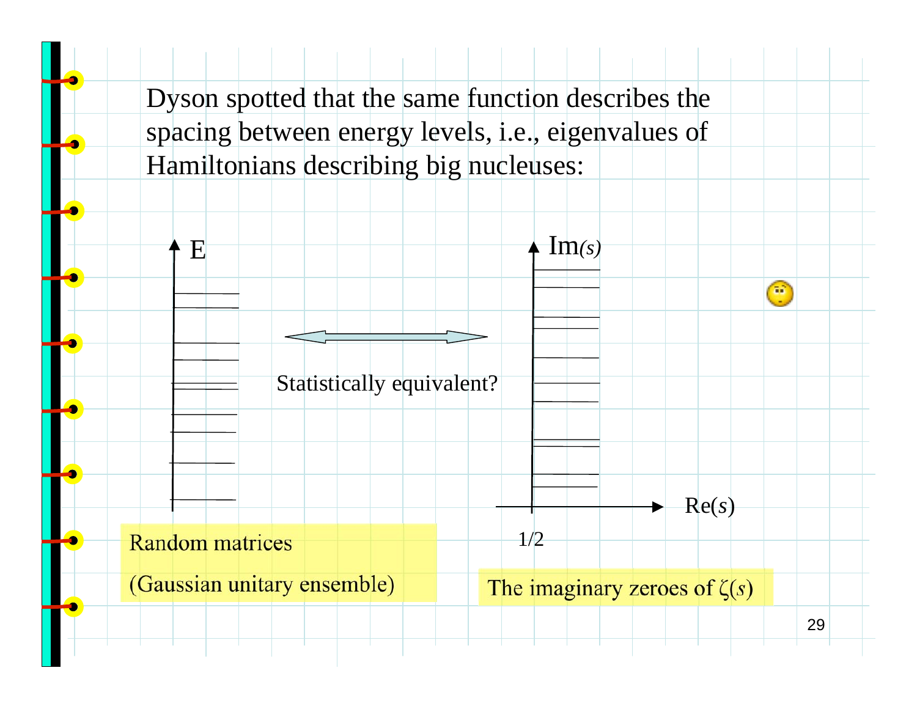Dyson spotted that the same function describes the spacing between energy levels, i.e., eigenvalues of Hamiltonians describing big nucleuses:

E

Statistically equivalent?

Im$(s)$

Re$(s)$

1/2

Random matrices

(Gaussian unitary ensemble)

The imaginary zeroes of $\zeta(s)$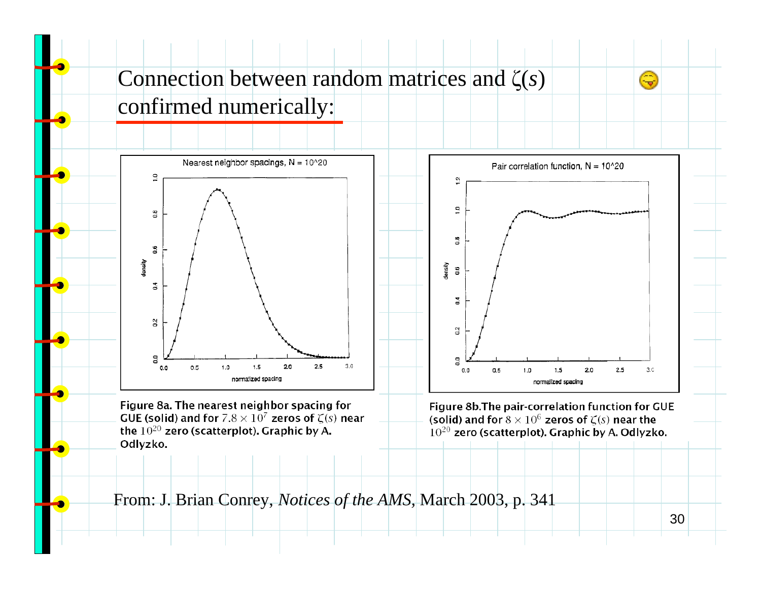# Connection between random matrices and $\zeta(s)$ confirmed numerically:

Figure 8a. The nearest neighbor spacing for GUE (solid) and for $7.8 \times 10^7$ zeros of $\zeta(s)$ near the $10^{20}$ zero (scatterplot). Graphic by A. Odlyzko.

Figure 8b.The pair-correlation function for GUE (solid) and for $8 \times 10^6$ zeros of $\zeta(s)$ near the $10^{20}$ zero (scatterplot). Graphic by A. Odlyzko.

From: J. Brian Conrey, *Notices of the AMS,* March 2003, p. 341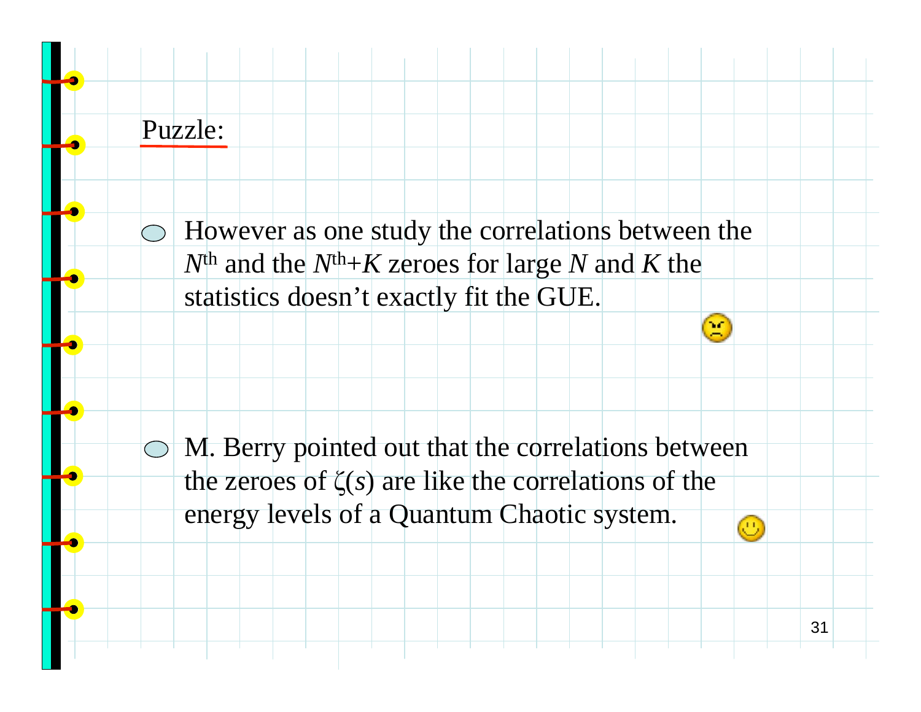## Puzzle:

- However as one study the correlations between the $N^{\text{th}}$ and the $N^{\text{th}}+K$ zeroes for large $N$ and $K$ the statistics doesn't exactly fit the GUE.

- M. Berry pointed out that the correlations between the zeroes of $\zeta(s)$ are like the correlations of the energy levels of a Quantum Chaotic system.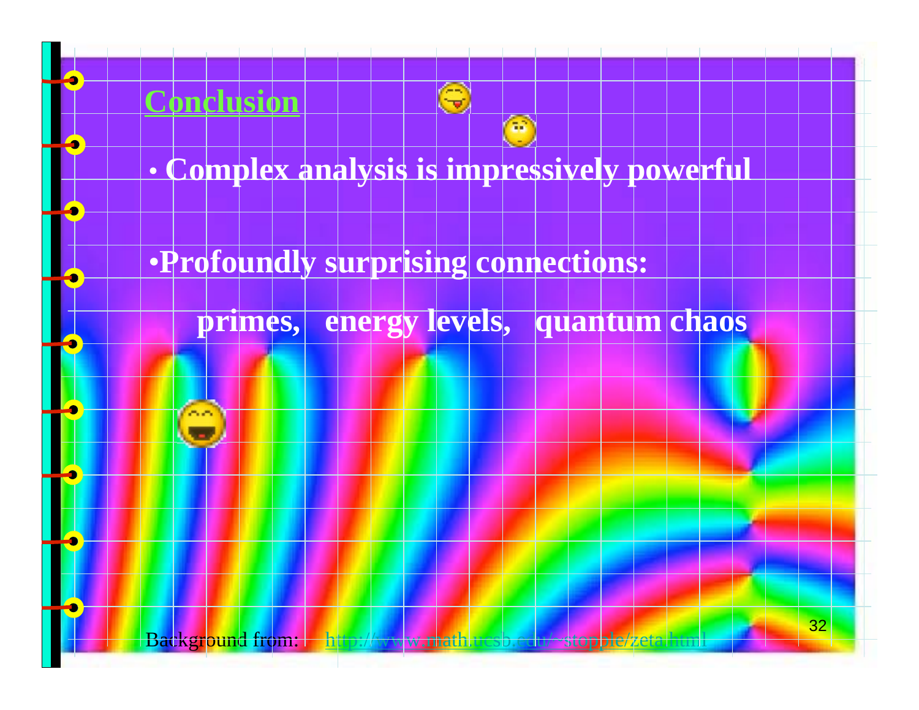## Conclusion

- Complex analysis is impressively powerful

- Profoundly surprising connections:

  primes, energy levels, quantum chaos

Background from: http://www.math.ucsb.edu/~stopple/zeta.html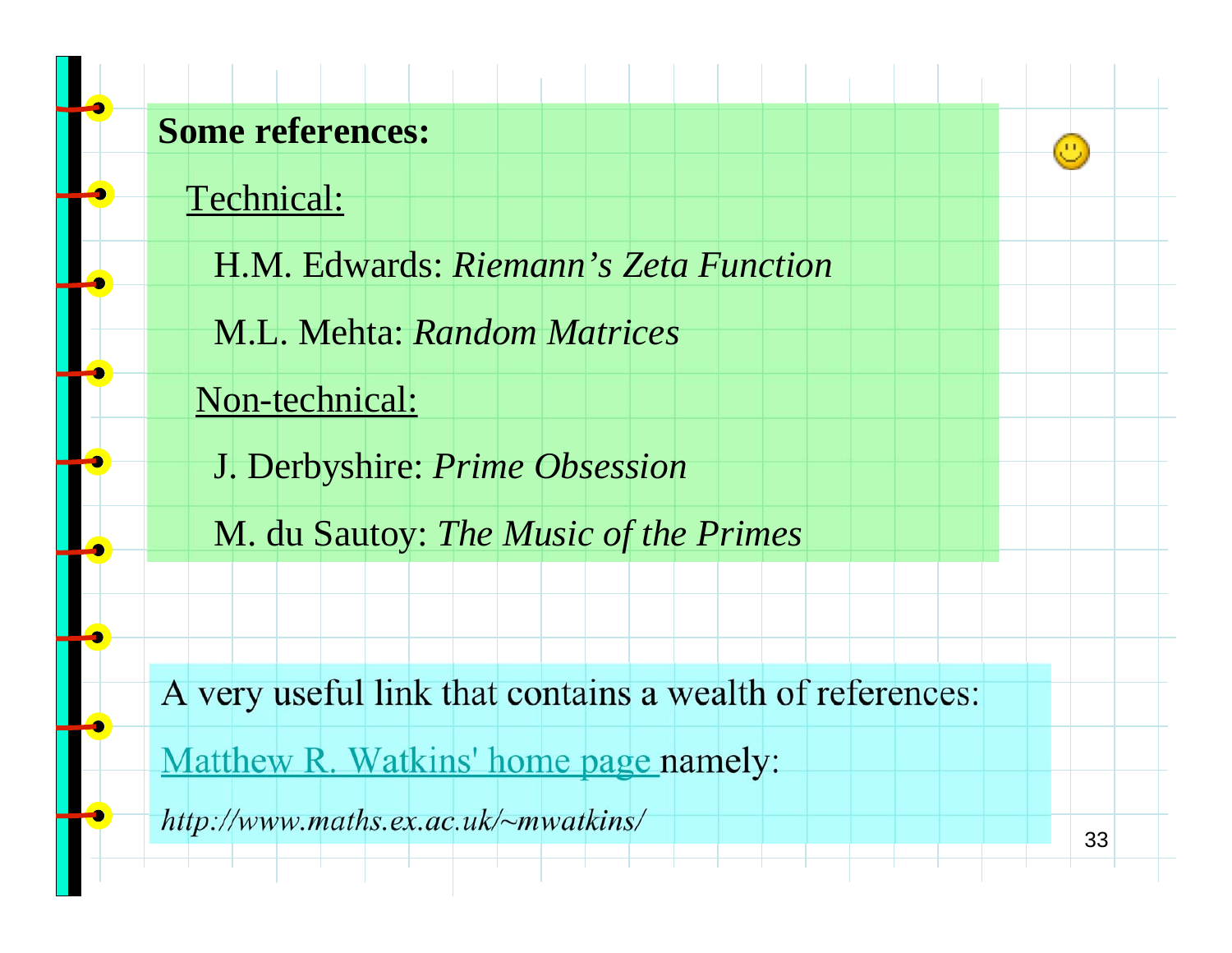**Some references:**

Technical:

H.M. Edwards: *Riemann's Zeta Function*

M.L. Mehta: *Random Matrices*

Non-technical:

J. Derbyshire: *Prime Obsession*

M. du Sautoy: *The Music of the Primes*

A very useful link that contains a wealth of references:

Matthew R. Watkins' home page namely:

*http://www.maths.ex.ac.uk/~mwatkins/*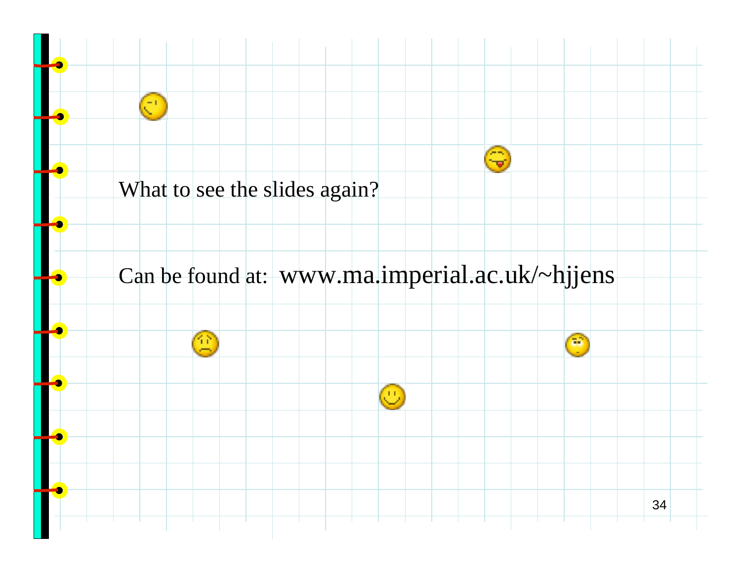What to see the slides again?

Can be found at: www.ma.imperial.ac.uk/~hjjens